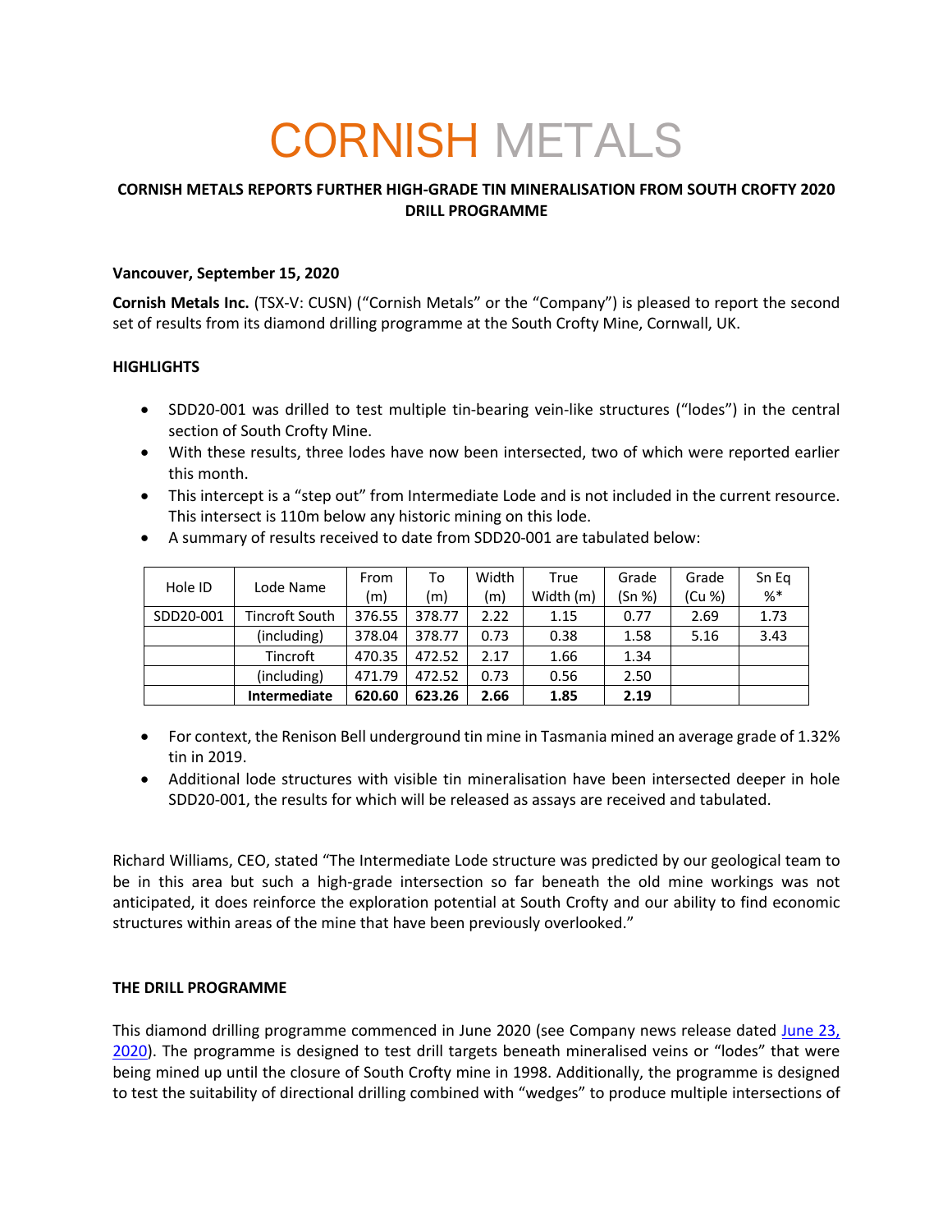# CORNISH METALS

## CORNISH METALS REPORTS FURTHER HIGH-GRADE TIN MINERALISATION FROM SOUTH CROFTY 2020 DRILL PROGRAMME

**Vancouver, September 15, 2020**

**Cornish Metals Inc.** (TSX-V: CUSN) ("Cornish Metals" or the "Company") is pleased to report the second set of results from its diamond drilling programme at the South Crofty Mine, Cornwall, UK.

**HIGHLIGHTS**

- SDD20-001 was drilled to test multiple tin-bearing vein-like structures ("lodes") in the central section of South Crofty Mine.
- With these results, three lodes have now been intersected, two of which were reported earlier this month.
- This intercept is a "step out" from Intermediate Lode and is not included in the current resource. This intersect is 110m below any historic mining on this lode.
- A summary of results received to date from SDD20-001 are tabulated below:

| Hole ID | Lode Name | From (m) | To (m) | Width (m) | True Width (m) | Grade (Sn %) | Grade (Cu %) | Sn Eq %* |
|---|---|---|---|---|---|---|---|---|
| SDD20-001 | Tincroft South | 376.55 | 378.77 | 2.22 | 1.15 | 0.77 | 2.69 | 1.73 |
| | (including) | 378.04 | 378.77 | 0.73 | 0.38 | 1.58 | 5.16 | 3.43 |
| | Tincroft | 470.35 | 472.52 | 2.17 | 1.66 | 1.34 | | |
| | (including) | 471.79 | 472.52 | 0.73 | 0.56 | 2.50 | | |
| | **Intermediate** | **620.60** | **623.26** | **2.66** | **1.85** | **2.19** | | |

- For context, the Renison Bell underground tin mine in Tasmania mined an average grade of 1.32% tin in 2019.
- Additional lode structures with visible tin mineralisation have been intersected deeper in hole SDD20-001, the results for which will be released as assays are received and tabulated.

Richard Williams, CEO, stated "The Intermediate Lode structure was predicted by our geological team to be in this area but such a high-grade intersection so far beneath the old mine workings was not anticipated, it does reinforce the exploration potential at South Crofty and our ability to find economic structures within areas of the mine that have been previously overlooked."

**THE DRILL PROGRAMME**

This diamond drilling programme commenced in June 2020 (see Company news release dated June 23, 2020). The programme is designed to test drill targets beneath mineralised veins or "lodes" that were being mined up until the closure of South Crofty mine in 1998. Additionally, the programme is designed to test the suitability of directional drilling combined with "wedges" to produce multiple intersections of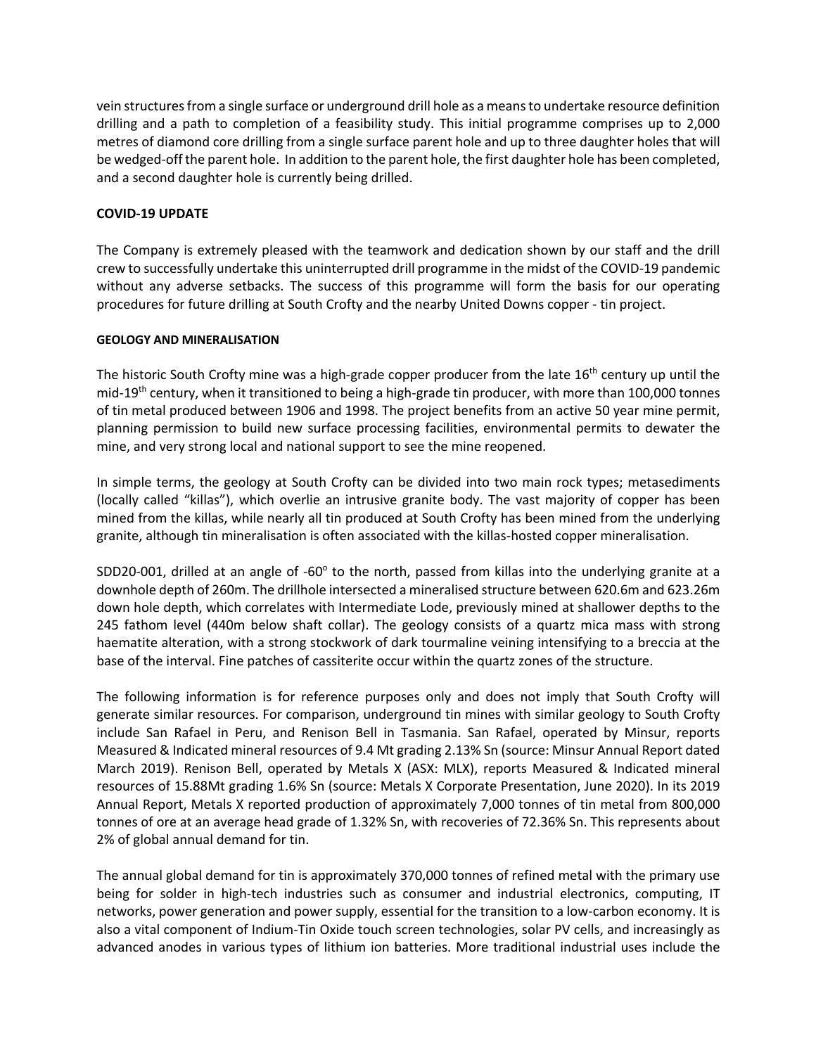vein structures from a single surface or underground drill hole as a means to undertake resource definition drilling and a path to completion of a feasibility study. This initial programme comprises up to 2,000 metres of diamond core drilling from a single surface parent hole and up to three daughter holes that will be wedged-off the parent hole. In addition to the parent hole, the first daughter hole has been completed, and a second daughter hole is currently being drilled.

**COVID-19 UPDATE**

The Company is extremely pleased with the teamwork and dedication shown by our staff and the drill crew to successfully undertake this uninterrupted drill programme in the midst of the COVID-19 pandemic without any adverse setbacks. The success of this programme will form the basis for our operating procedures for future drilling at South Crofty and the nearby United Downs copper - tin project.

**GEOLOGY AND MINERALISATION**

The historic South Crofty mine was a high-grade copper producer from the late 16th century up until the mid-19th century, when it transitioned to being a high-grade tin producer, with more than 100,000 tonnes of tin metal produced between 1906 and 1998. The project benefits from an active 50 year mine permit, planning permission to build new surface processing facilities, environmental permits to dewater the mine, and very strong local and national support to see the mine reopened.

In simple terms, the geology at South Crofty can be divided into two main rock types; metasediments (locally called "killas"), which overlie an intrusive granite body. The vast majority of copper has been mined from the killas, while nearly all tin produced at South Crofty has been mined from the underlying granite, although tin mineralisation is often associated with the killas-hosted copper mineralisation.

SDD20-001, drilled at an angle of -60° to the north, passed from killas into the underlying granite at a downhole depth of 260m. The drillhole intersected a mineralised structure between 620.6m and 623.26m down hole depth, which correlates with Intermediate Lode, previously mined at shallower depths to the 245 fathom level (440m below shaft collar). The geology consists of a quartz mica mass with strong haematite alteration, with a strong stockwork of dark tourmaline veining intensifying to a breccia at the base of the interval. Fine patches of cassiterite occur within the quartz zones of the structure.

The following information is for reference purposes only and does not imply that South Crofty will generate similar resources. For comparison, underground tin mines with similar geology to South Crofty include San Rafael in Peru, and Renison Bell in Tasmania. San Rafael, operated by Minsur, reports Measured & Indicated mineral resources of 9.4 Mt grading 2.13% Sn (source: Minsur Annual Report dated March 2019). Renison Bell, operated by Metals X (ASX: MLX), reports Measured & Indicated mineral resources of 15.88Mt grading 1.6% Sn (source: Metals X Corporate Presentation, June 2020). In its 2019 Annual Report, Metals X reported production of approximately 7,000 tonnes of tin metal from 800,000 tonnes of ore at an average head grade of 1.32% Sn, with recoveries of 72.36% Sn. This represents about 2% of global annual demand for tin.

The annual global demand for tin is approximately 370,000 tonnes of refined metal with the primary use being for solder in high-tech industries such as consumer and industrial electronics, computing, IT networks, power generation and power supply, essential for the transition to a low-carbon economy. It is also a vital component of Indium-Tin Oxide touch screen technologies, solar PV cells, and increasingly as advanced anodes in various types of lithium ion batteries. More traditional industrial uses include the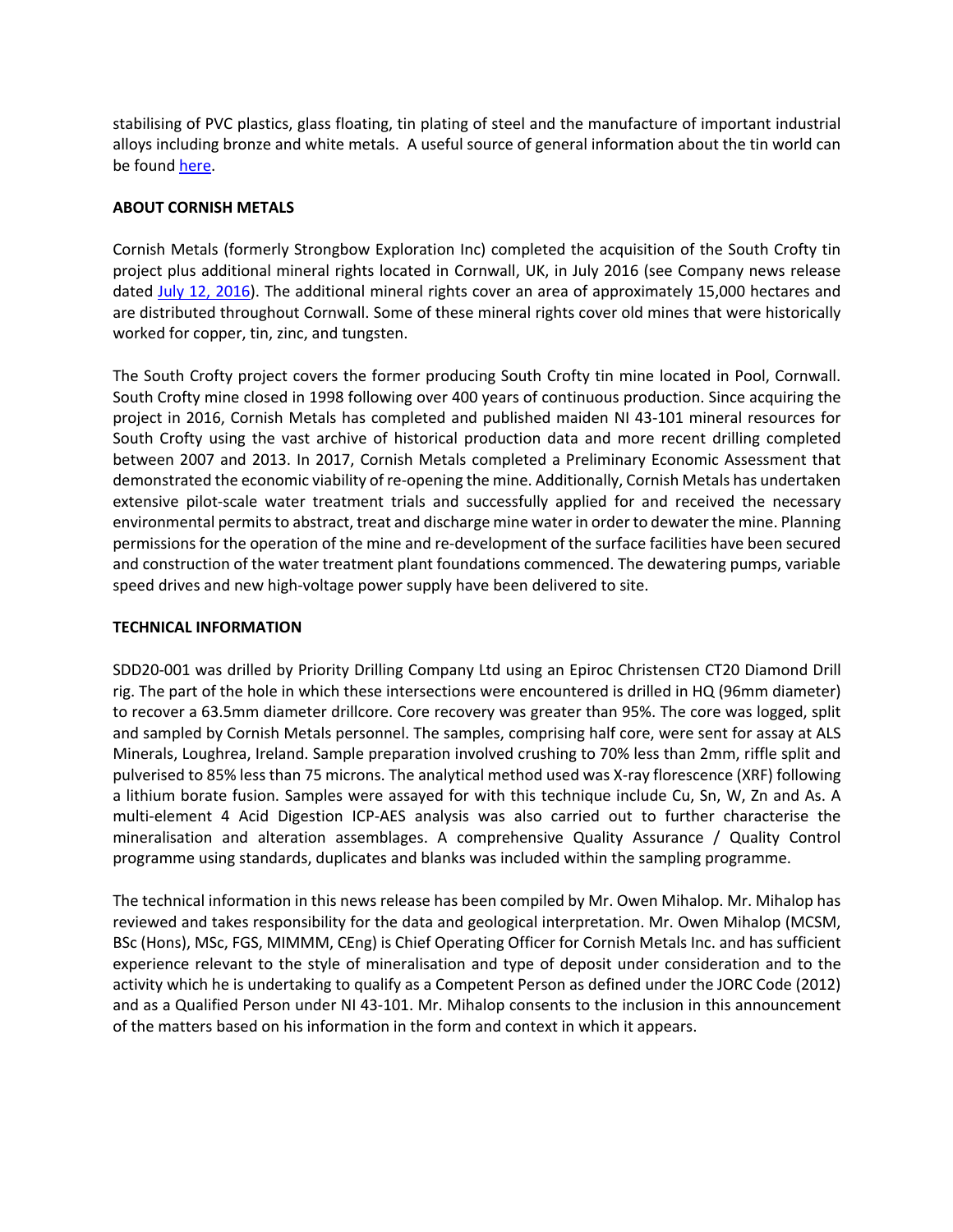stabilising of PVC plastics, glass floating, tin plating of steel and the manufacture of important industrial alloys including bronze and white metals. A useful source of general information about the tin world can be found here.

**ABOUT CORNISH METALS**

Cornish Metals (formerly Strongbow Exploration Inc) completed the acquisition of the South Crofty tin project plus additional mineral rights located in Cornwall, UK, in July 2016 (see Company news release dated July 12, 2016). The additional mineral rights cover an area of approximately 15,000 hectares and are distributed throughout Cornwall. Some of these mineral rights cover old mines that were historically worked for copper, tin, zinc, and tungsten.

The South Crofty project covers the former producing South Crofty tin mine located in Pool, Cornwall. South Crofty mine closed in 1998 following over 400 years of continuous production. Since acquiring the project in 2016, Cornish Metals has completed and published maiden NI 43-101 mineral resources for South Crofty using the vast archive of historical production data and more recent drilling completed between 2007 and 2013. In 2017, Cornish Metals completed a Preliminary Economic Assessment that demonstrated the economic viability of re-opening the mine. Additionally, Cornish Metals has undertaken extensive pilot-scale water treatment trials and successfully applied for and received the necessary environmental permits to abstract, treat and discharge mine water in order to dewater the mine. Planning permissions for the operation of the mine and re-development of the surface facilities have been secured and construction of the water treatment plant foundations commenced. The dewatering pumps, variable speed drives and new high-voltage power supply have been delivered to site.

**TECHNICAL INFORMATION**

SDD20-001 was drilled by Priority Drilling Company Ltd using an Epiroc Christensen CT20 Diamond Drill rig. The part of the hole in which these intersections were encountered is drilled in HQ (96mm diameter) to recover a 63.5mm diameter drillcore. Core recovery was greater than 95%. The core was logged, split and sampled by Cornish Metals personnel. The samples, comprising half core, were sent for assay at ALS Minerals, Loughrea, Ireland. Sample preparation involved crushing to 70% less than 2mm, riffle split and pulverised to 85% less than 75 microns. The analytical method used was X-ray florescence (XRF) following a lithium borate fusion. Samples were assayed for with this technique include Cu, Sn, W, Zn and As. A multi-element 4 Acid Digestion ICP-AES analysis was also carried out to further characterise the mineralisation and alteration assemblages. A comprehensive Quality Assurance / Quality Control programme using standards, duplicates and blanks was included within the sampling programme.

The technical information in this news release has been compiled by Mr. Owen Mihalop. Mr. Mihalop has reviewed and takes responsibility for the data and geological interpretation. Mr. Owen Mihalop (MCSM, BSc (Hons), MSc, FGS, MIMMM, CEng) is Chief Operating Officer for Cornish Metals Inc. and has sufficient experience relevant to the style of mineralisation and type of deposit under consideration and to the activity which he is undertaking to qualify as a Competent Person as defined under the JORC Code (2012) and as a Qualified Person under NI 43-101. Mr. Mihalop consents to the inclusion in this announcement of the matters based on his information in the form and context in which it appears.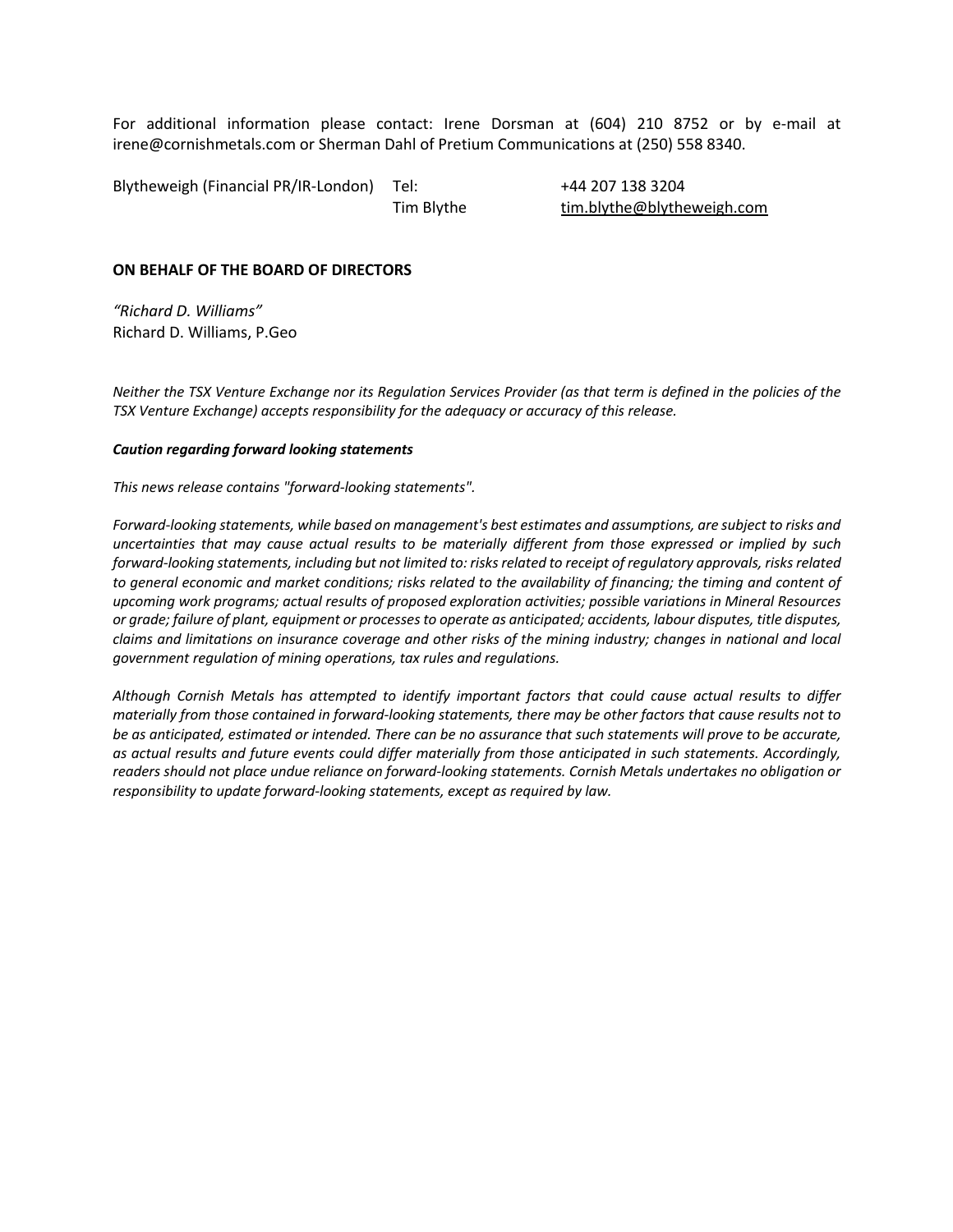For additional information please contact: Irene Dorsman at (604) 210 8752 or by e-mail at irene@cornishmetals.com or Sherman Dahl of Pretium Communications at (250) 558 8340.

| | | |
|---|---|---|
| Blytheweigh (Financial PR/IR-London) | Tel: | +44 207 138 3204 |
| | Tim Blythe | tim.blythe@blytheweigh.com |

**ON BEHALF OF THE BOARD OF DIRECTORS**

*"Richard D. Williams"*
Richard D. Williams, P.Geo

*Neither the TSX Venture Exchange nor its Regulation Services Provider (as that term is defined in the policies of the TSX Venture Exchange) accepts responsibility for the adequacy or accuracy of this release.*

***Caution regarding forward looking statements***

*This news release contains "forward-looking statements".*

*Forward-looking statements, while based on management's best estimates and assumptions, are subject to risks and uncertainties that may cause actual results to be materially different from those expressed or implied by such forward-looking statements, including but not limited to: risks related to receipt of regulatory approvals, risks related to general economic and market conditions; risks related to the availability of financing; the timing and content of upcoming work programs; actual results of proposed exploration activities; possible variations in Mineral Resources or grade; failure of plant, equipment or processes to operate as anticipated; accidents, labour disputes, title disputes, claims and limitations on insurance coverage and other risks of the mining industry; changes in national and local government regulation of mining operations, tax rules and regulations.*

*Although Cornish Metals has attempted to identify important factors that could cause actual results to differ materially from those contained in forward-looking statements, there may be other factors that cause results not to be as anticipated, estimated or intended. There can be no assurance that such statements will prove to be accurate, as actual results and future events could differ materially from those anticipated in such statements. Accordingly, readers should not place undue reliance on forward-looking statements. Cornish Metals undertakes no obligation or responsibility to update forward-looking statements, except as required by law.*